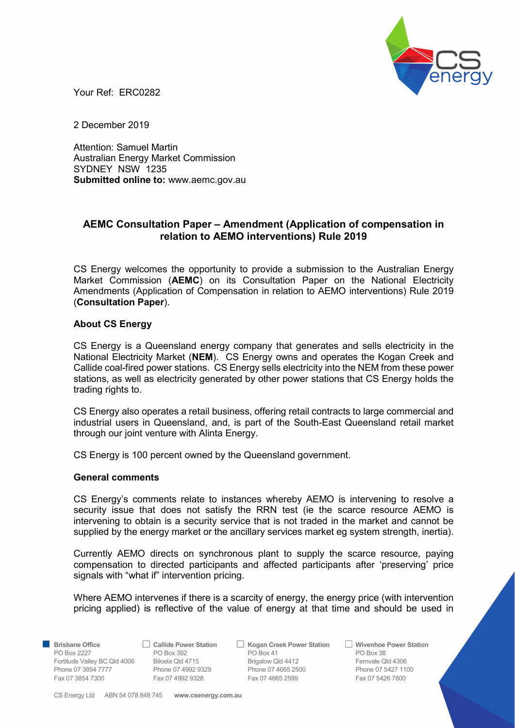Your Ref: ERC0282

2 December 2019

Attention: Samuel Martin
Australian Energy Market Commission
SYDNEY NSW 1235
**Submitted online to:** www.aemc.gov.au

## AEMC Consultation Paper – Amendment (Application of compensation in relation to AEMO interventions) Rule 2019

CS Energy welcomes the opportunity to provide a submission to the Australian Energy Market Commission (**AEMC**) on its Consultation Paper on the National Electricity Amendments (Application of Compensation in relation to AEMO interventions) Rule 2019 (**Consultation Paper**).

### About CS Energy

CS Energy is a Queensland energy company that generates and sells electricity in the National Electricity Market (**NEM**). CS Energy owns and operates the Kogan Creek and Callide coal-fired power stations. CS Energy sells electricity into the NEM from these power stations, as well as electricity generated by other power stations that CS Energy holds the trading rights to.

CS Energy also operates a retail business, offering retail contracts to large commercial and industrial users in Queensland, and, is part of the South-East Queensland retail market through our joint venture with Alinta Energy.

CS Energy is 100 percent owned by the Queensland government.

### General comments

CS Energy's comments relate to instances whereby AEMO is intervening to resolve a security issue that does not satisfy the RRN test (ie the scarce resource AEMO is intervening to obtain is a security service that is not traded in the market and cannot be supplied by the energy market or the ancillary services market eg system strength, inertia).

Currently AEMO directs on synchronous plant to supply the scarce resource, paying compensation to directed participants and affected participants after 'preserving' price signals with "what if" intervention pricing.

Where AEMO intervenes if there is a scarcity of energy, the energy price (with intervention pricing applied) is reflective of the value of energy at that time and should be used in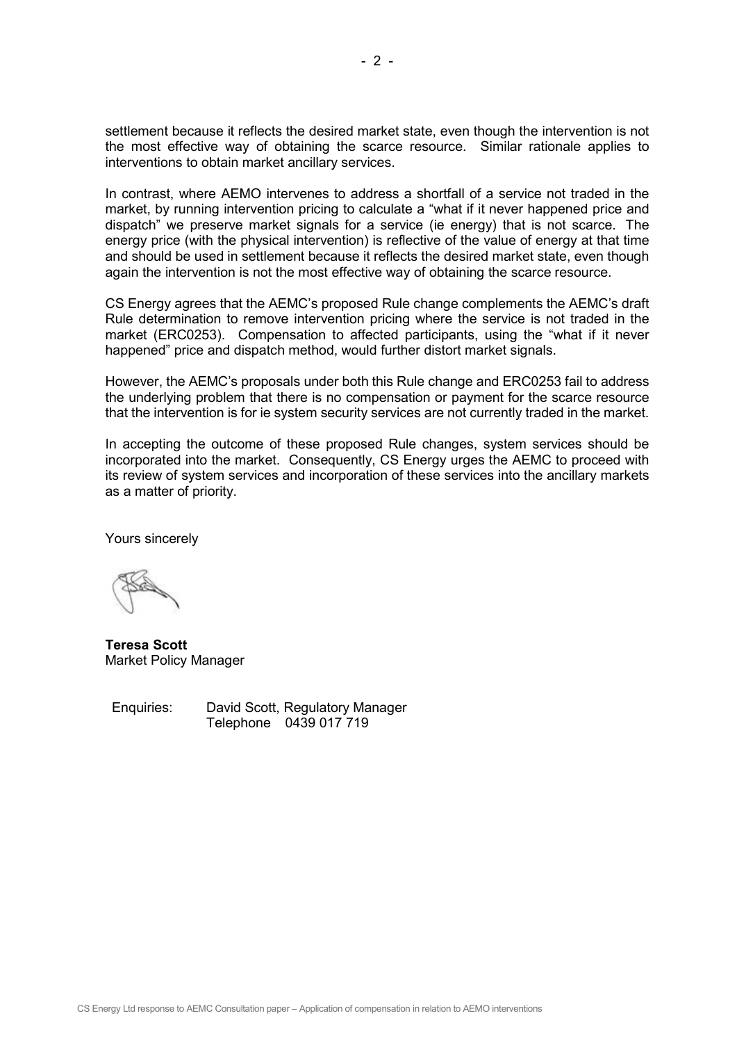settlement because it reflects the desired market state, even though the intervention is not the most effective way of obtaining the scarce resource. Similar rationale applies to interventions to obtain market ancillary services.

In contrast, where AEMO intervenes to address a shortfall of a service not traded in the market, by running intervention pricing to calculate a "what if it never happened price and dispatch" we preserve market signals for a service (ie energy) that is not scarce. The energy price (with the physical intervention) is reflective of the value of energy at that time and should be used in settlement because it reflects the desired market state, even though again the intervention is not the most effective way of obtaining the scarce resource.

CS Energy agrees that the AEMC's proposed Rule change complements the AEMC's draft Rule determination to remove intervention pricing where the service is not traded in the market (ERC0253). Compensation to affected participants, using the "what if it never happened" price and dispatch method, would further distort market signals.

However, the AEMC's proposals under both this Rule change and ERC0253 fail to address the underlying problem that there is no compensation or payment for the scarce resource that the intervention is for ie system security services are not currently traded in the market.

In accepting the outcome of these proposed Rule changes, system services should be incorporated into the market. Consequently, CS Energy urges the AEMC to proceed with its review of system services and incorporation of these services into the ancillary markets as a matter of priority.

Yours sincerely

**Teresa Scott**
Market Policy Manager

Enquiries: David Scott, Regulatory Manager
Telephone 0439 017 719